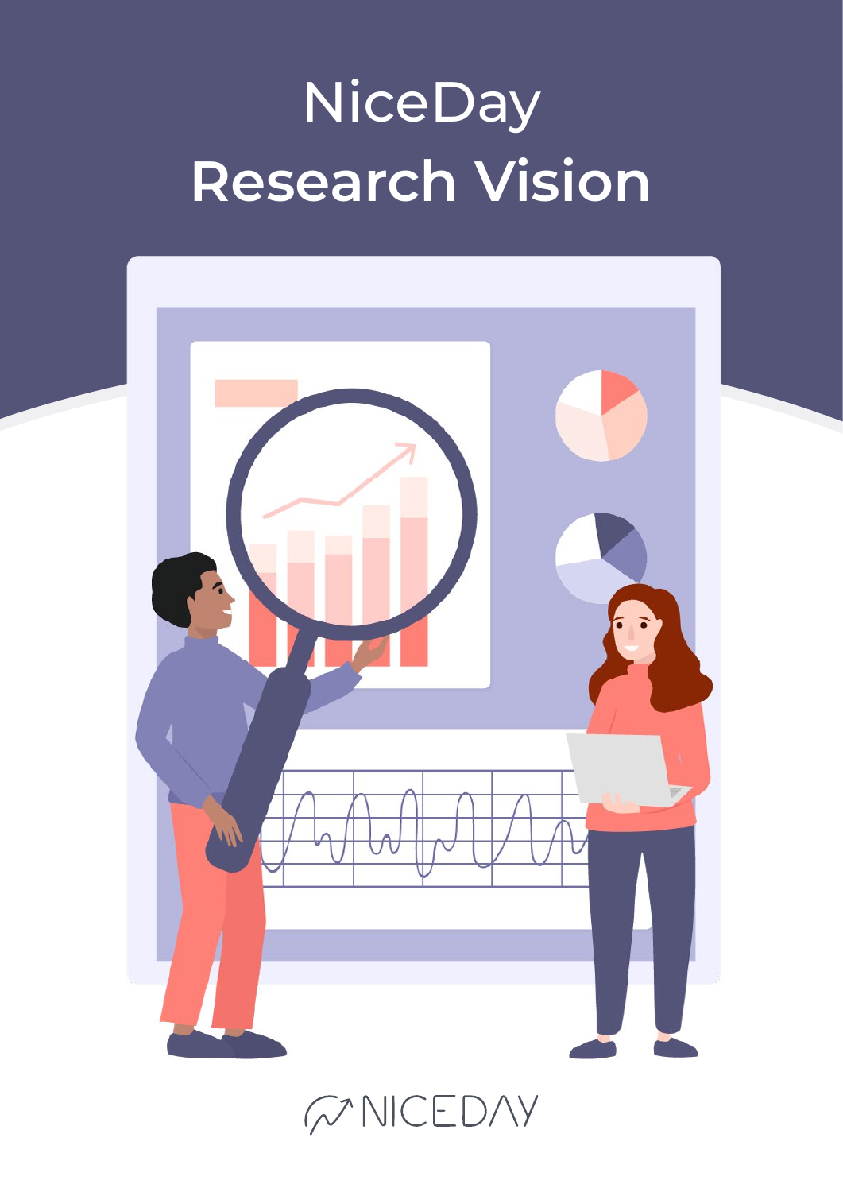# NiceDay Research Vision

NICEDAY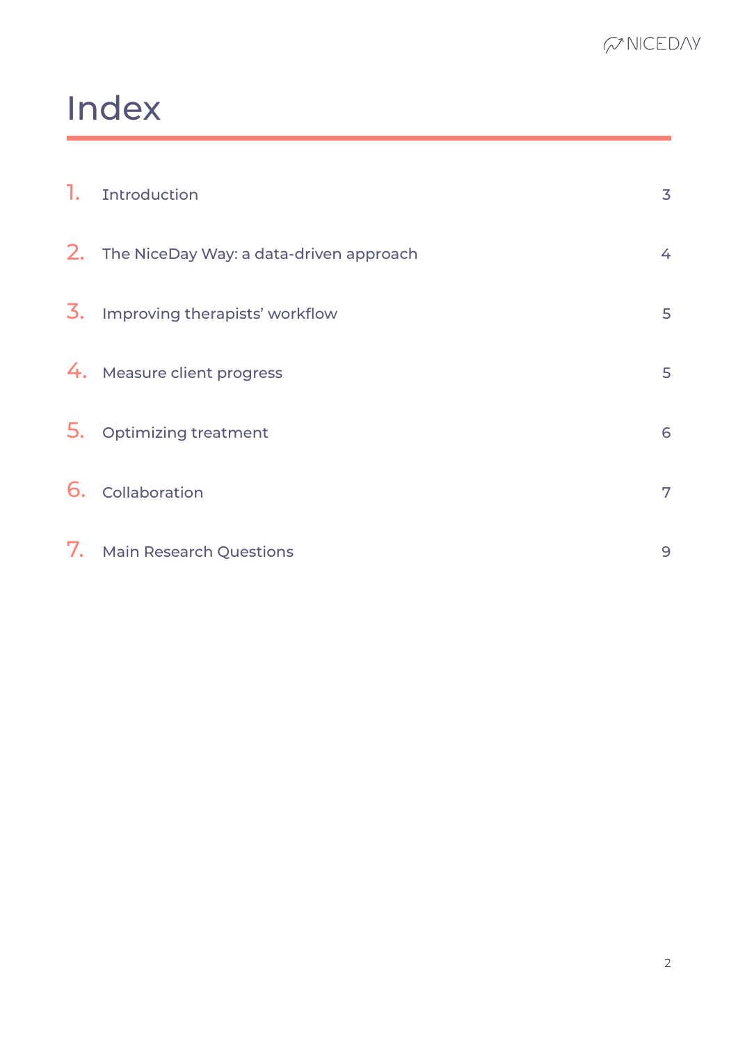# Index

| | | |
|---|---|---|
| 1. | Introduction | 3 |
| 2. | The NiceDay Way: a data-driven approach | 4 |
| 3. | Improving therapists' workflow | 5 |
| 4. | Measure client progress | 5 |
| 5. | Optimizing treatment | 6 |
| 6. | Collaboration | 7 |
| 7. | Main Research Questions | 9 |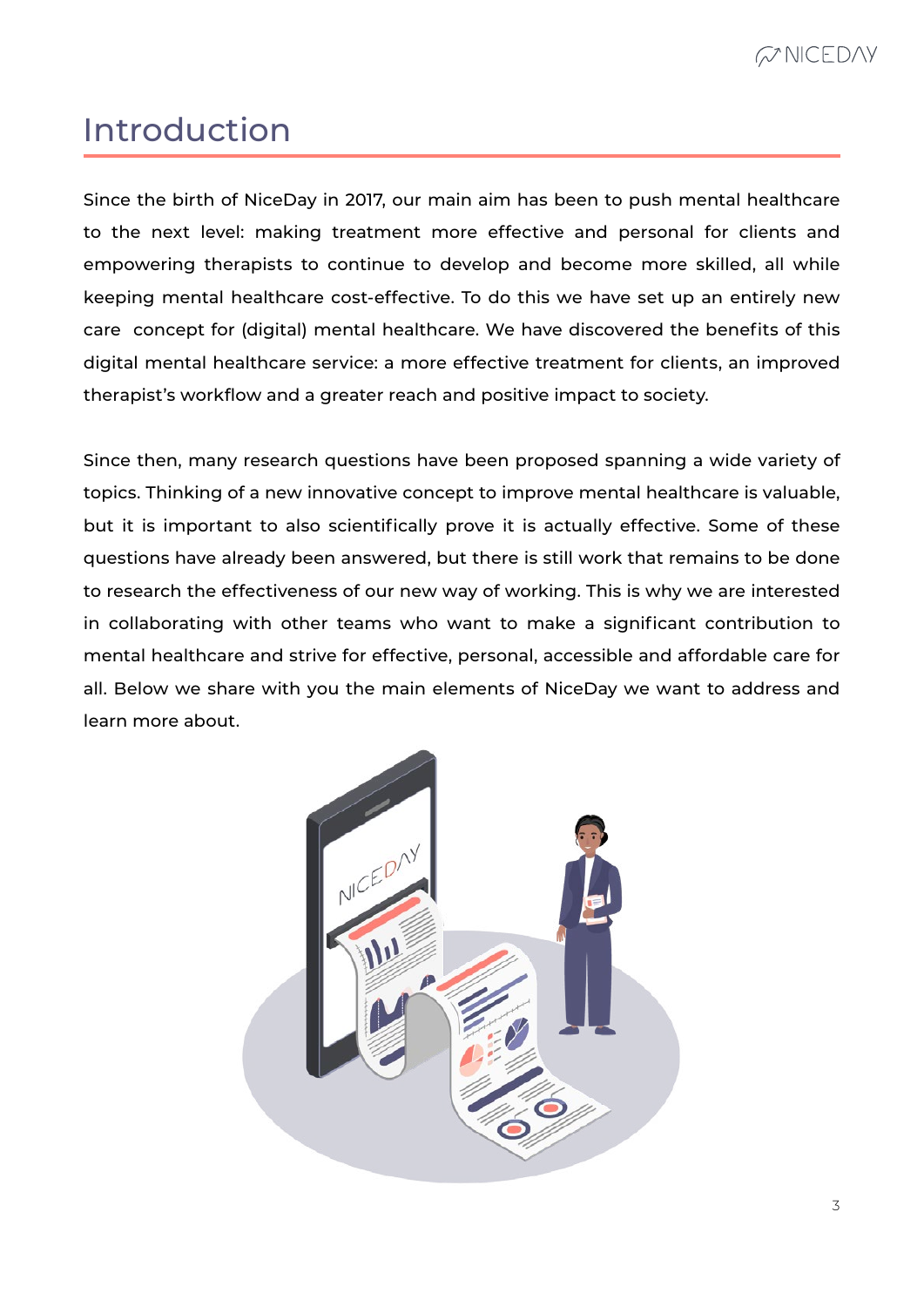# Introduction

Since the birth of NiceDay in 2017, our main aim has been to push mental healthcare to the next level: making treatment more effective and personal for clients and empowering therapists to continue to develop and become more skilled, all while keeping mental healthcare cost-effective. To do this we have set up an entirely new care concept for (digital) mental healthcare. We have discovered the benefits of this digital mental healthcare service: a more effective treatment for clients, an improved therapist's workflow and a greater reach and positive impact to society.

Since then, many research questions have been proposed spanning a wide variety of topics. Thinking of a new innovative concept to improve mental healthcare is valuable, but it is important to also scientifically prove it is actually effective. Some of these questions have already been answered, but there is still work that remains to be done to research the effectiveness of our new way of working. This is why we are interested in collaborating with other teams who want to make a significant contribution to mental healthcare and strive for effective, personal, accessible and affordable care for all. Below we share with you the main elements of NiceDay we want to address and learn more about.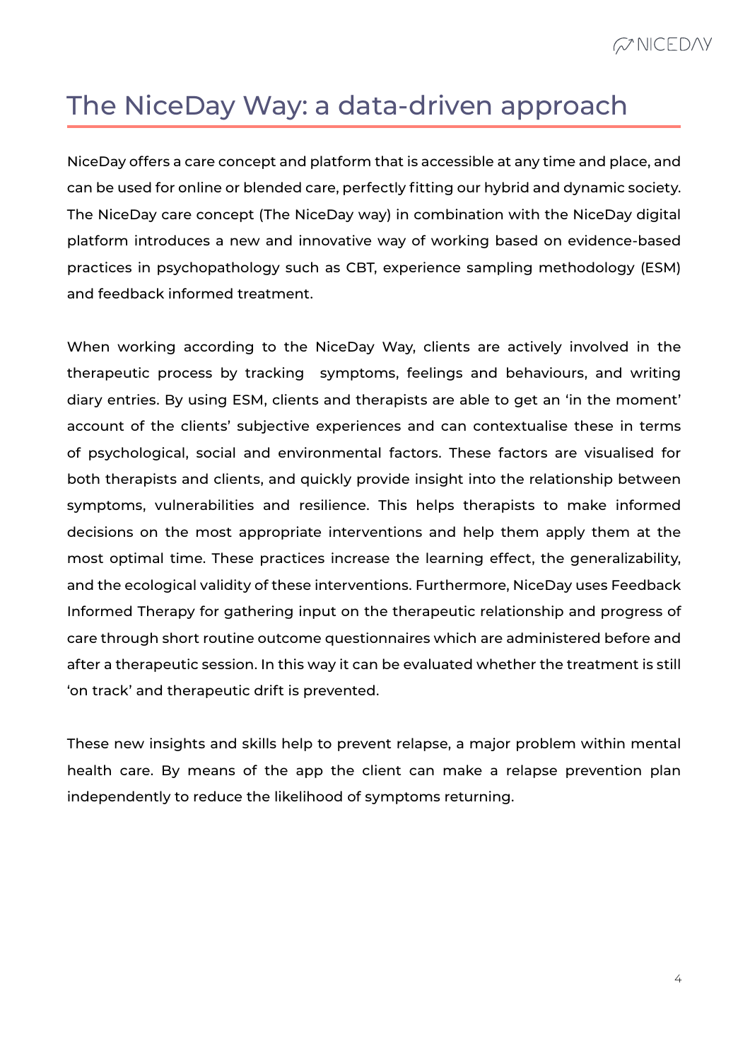# The NiceDay Way: a data-driven approach

NiceDay offers a care concept and platform that is accessible at any time and place, and can be used for online or blended care, perfectly fitting our hybrid and dynamic society. The NiceDay care concept (The NiceDay way) in combination with the NiceDay digital platform introduces a new and innovative way of working based on evidence-based practices in psychopathology such as CBT, experience sampling methodology (ESM) and feedback informed treatment.

When working according to the NiceDay Way, clients are actively involved in the therapeutic process by tracking symptoms, feelings and behaviours, and writing diary entries. By using ESM, clients and therapists are able to get an 'in the moment' account of the clients' subjective experiences and can contextualise these in terms of psychological, social and environmental factors. These factors are visualised for both therapists and clients, and quickly provide insight into the relationship between symptoms, vulnerabilities and resilience. This helps therapists to make informed decisions on the most appropriate interventions and help them apply them at the most optimal time. These practices increase the learning effect, the generalizability, and the ecological validity of these interventions. Furthermore, NiceDay uses Feedback Informed Therapy for gathering input on the therapeutic relationship and progress of care through short routine outcome questionnaires which are administered before and after a therapeutic session. In this way it can be evaluated whether the treatment is still 'on track' and therapeutic drift is prevented.

These new insights and skills help to prevent relapse, a major problem within mental health care. By means of the app the client can make a relapse prevention plan independently to reduce the likelihood of symptoms returning.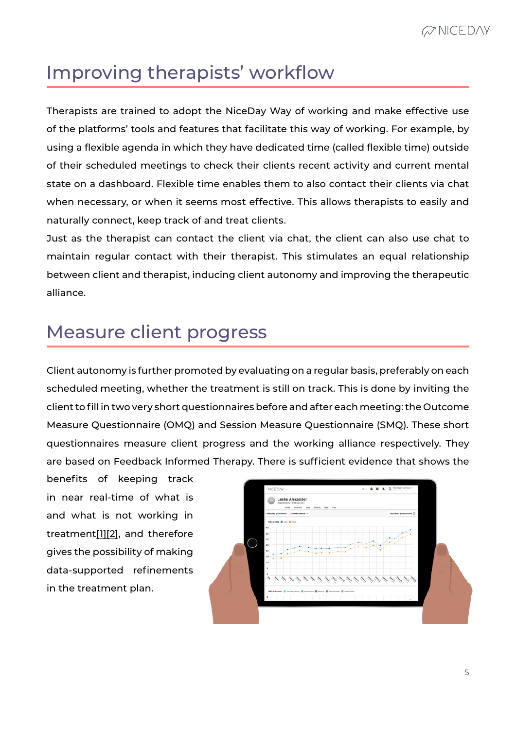## Improving therapists' workflow

Therapists are trained to adopt the NiceDay Way of working and make effective use of the platforms' tools and features that facilitate this way of working. For example, by using a flexible agenda in which they have dedicated time (called flexible time) outside of their scheduled meetings to check their clients recent activity and current mental state on a dashboard. Flexible time enables them to also contact their clients via chat when necessary, or when it seems most effective. This allows therapists to easily and naturally connect, keep track of and treat clients.

Just as the therapist can contact the client via chat, the client can also use chat to maintain regular contact with their therapist. This stimulates an equal relationship between client and therapist, inducing client autonomy and improving the therapeutic alliance.

## Measure client progress

Client autonomy is further promoted by evaluating on a regular basis, preferably on each scheduled meeting, whether the treatment is still on track. This is done by inviting the client to fill in two very short questionnaires before and after each meeting: the Outcome Measure Questionnaire (OMQ) and Session Measure Questionnaire (SMQ). These short questionnaires measure client progress and the working alliance respectively. They are based on Feedback Informed Therapy. There is sufficient evidence that shows the benefits of keeping track in near real-time of what is and what is not working in treatment[1][2], and therefore gives the possibility of making data-supported refinements in the treatment plan.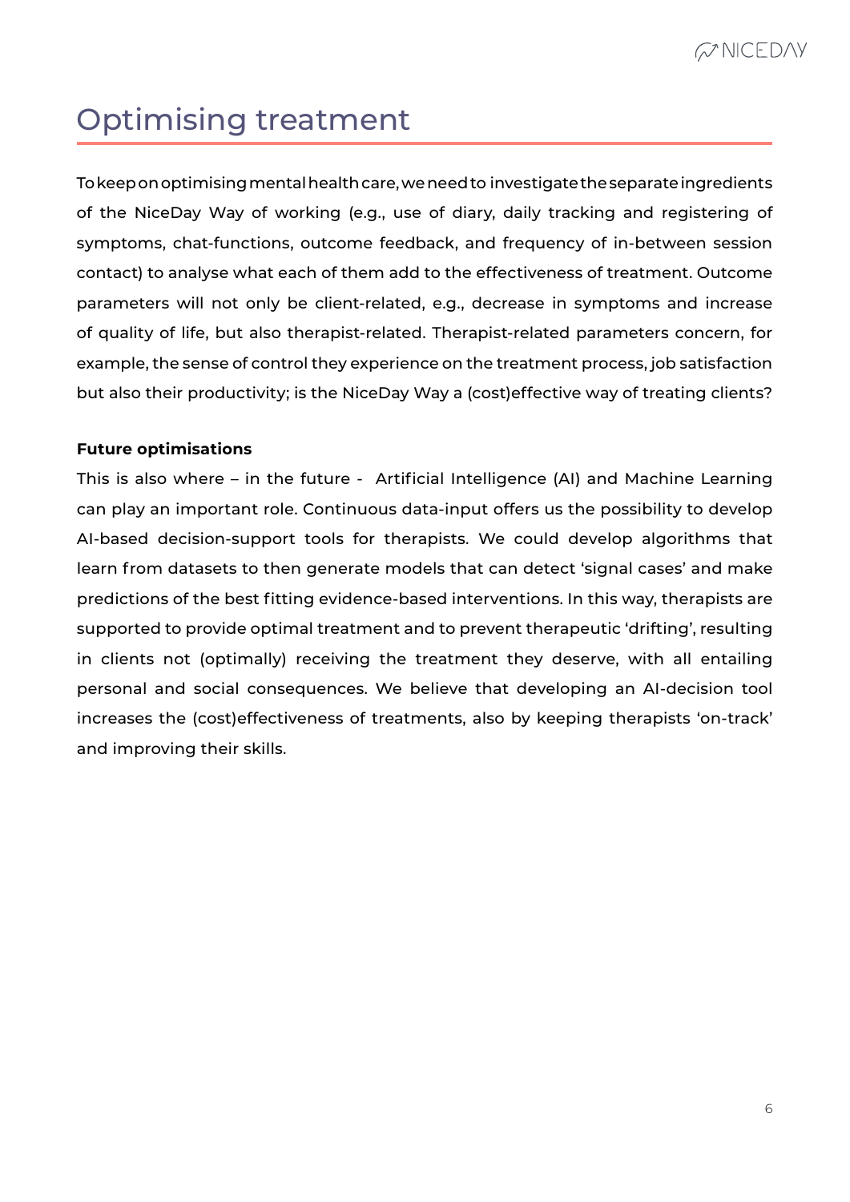# Optimising treatment

To keep on optimising mental health care, we need to investigate the separate ingredients of the NiceDay Way of working (e.g., use of diary, daily tracking and registering of symptoms, chat-functions, outcome feedback, and frequency of in-between session contact) to analyse what each of them add to the effectiveness of treatment. Outcome parameters will not only be client-related, e.g., decrease in symptoms and increase of quality of life, but also therapist-related. Therapist-related parameters concern, for example, the sense of control they experience on the treatment process, job satisfaction but also their productivity; is the NiceDay Way a (cost)effective way of treating clients?

**Future optimisations**

This is also where – in the future - Artificial Intelligence (AI) and Machine Learning can play an important role. Continuous data-input offers us the possibility to develop AI-based decision-support tools for therapists. We could develop algorithms that learn from datasets to then generate models that can detect 'signal cases' and make predictions of the best fitting evidence-based interventions. In this way, therapists are supported to provide optimal treatment and to prevent therapeutic 'drifting', resulting in clients not (optimally) receiving the treatment they deserve, with all entailing personal and social consequences. We believe that developing an AI-decision tool increases the (cost)effectiveness of treatments, also by keeping therapists 'on-track' and improving their skills.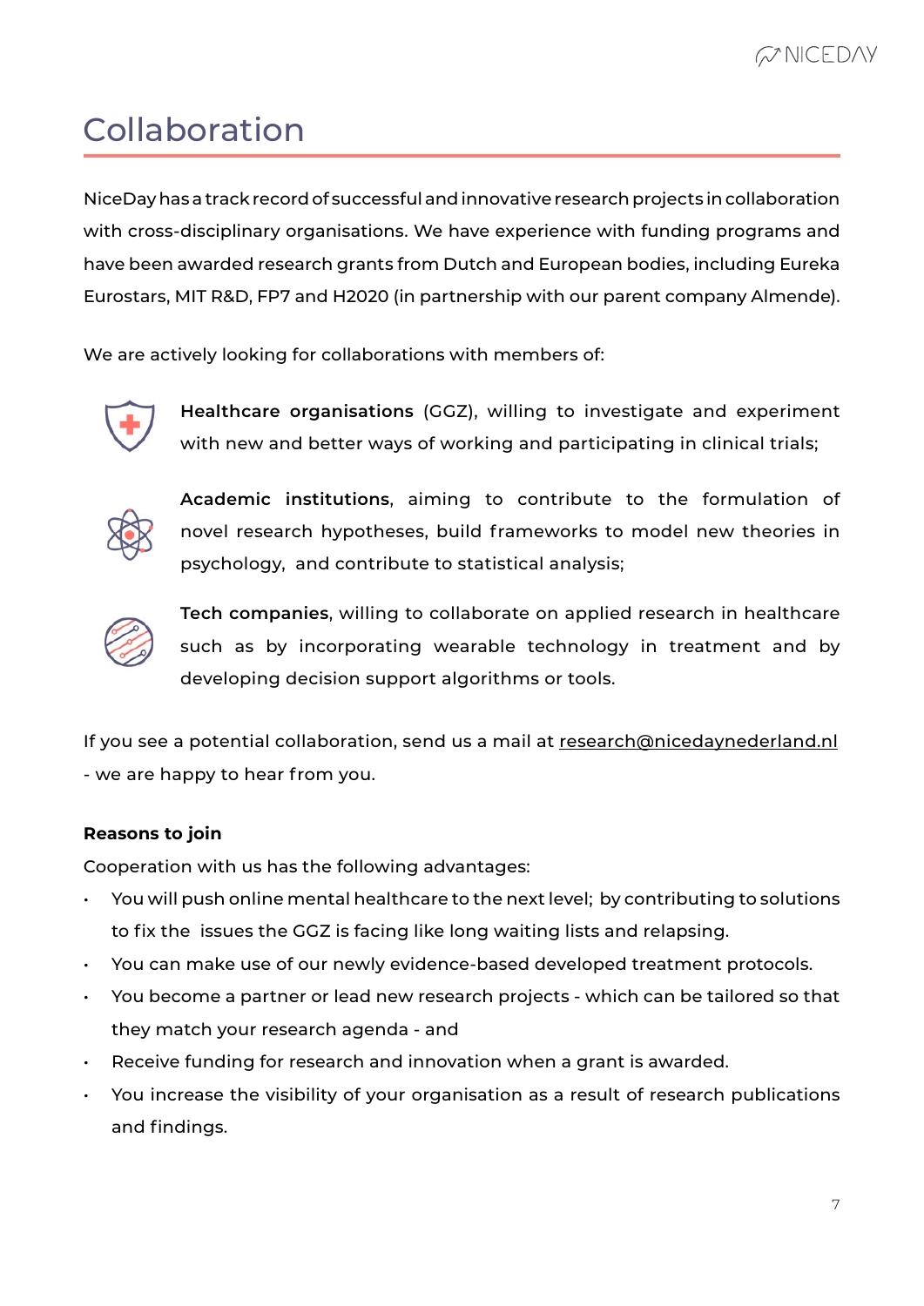# Collaboration

NiceDay has a track record of successful and innovative research projects in collaboration with cross-disciplinary organisations. We have experience with funding programs and have been awarded research grants from Dutch and European bodies, including Eureka Eurostars, MIT R&D, FP7 and H2020 (in partnership with our parent company Almende).

We are actively looking for collaborations with members of:

**Healthcare organisations** (GGZ), willing to investigate and experiment with new and better ways of working and participating in clinical trials;

**Academic institutions**, aiming to contribute to the formulation of novel research hypotheses, build frameworks to model new theories in psychology, and contribute to statistical analysis;

**Tech companies**, willing to collaborate on applied research in healthcare such as by incorporating wearable technology in treatment and by developing decision support algorithms or tools.

If you see a potential collaboration, send us a mail at research@nicedaynederland.nl - we are happy to hear from you.

**Reasons to join**

Cooperation with us has the following advantages:

- You will push online mental healthcare to the next level; by contributing to solutions to fix the issues the GGZ is facing like long waiting lists and relapsing.
- You can make use of our newly evidence-based developed treatment protocols.
- You become a partner or lead new research projects - which can be tailored so that they match your research agenda - and
- Receive funding for research and innovation when a grant is awarded.
- You increase the visibility of your organisation as a result of research publications and findings.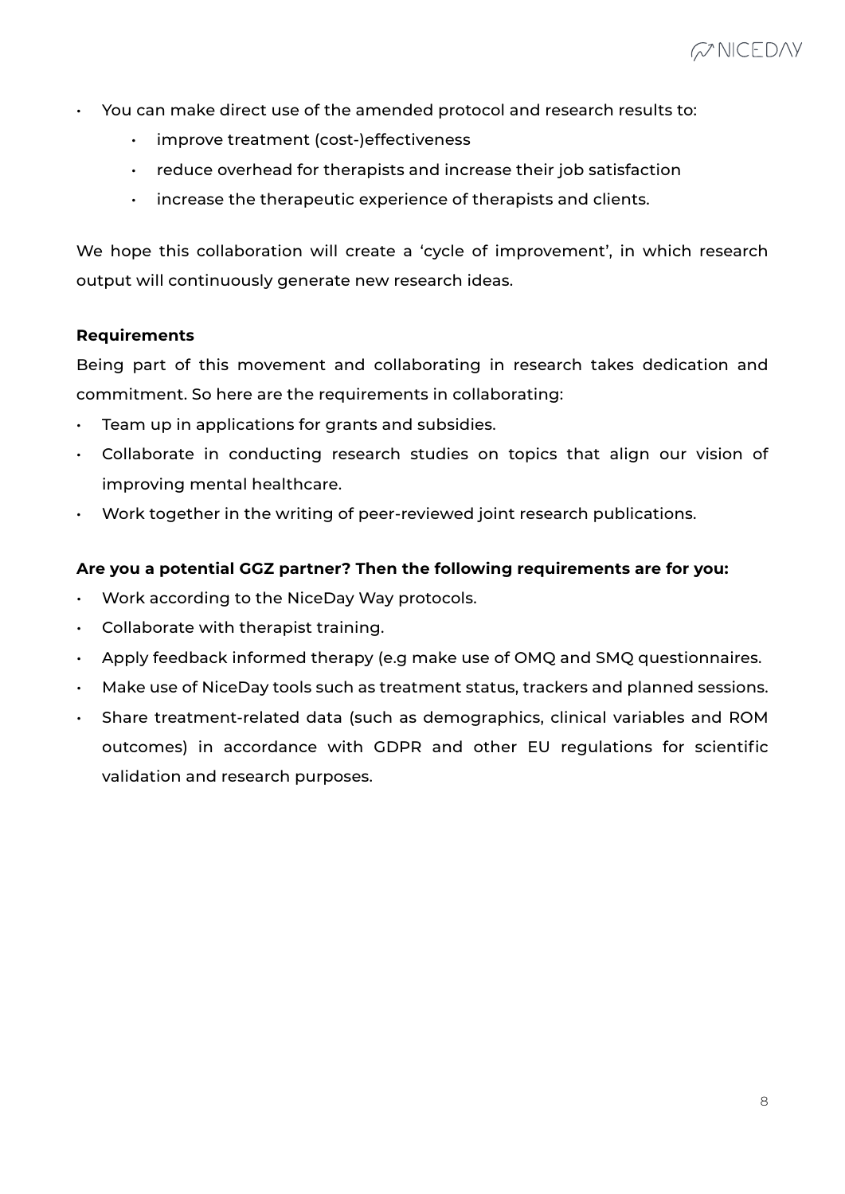- You can make direct use of the amended protocol and research results to:
  - improve treatment (cost-)effectiveness
  - reduce overhead for therapists and increase their job satisfaction
  - increase the therapeutic experience of therapists and clients.

We hope this collaboration will create a 'cycle of improvement', in which research output will continuously generate new research ideas.

**Requirements**

Being part of this movement and collaborating in research takes dedication and commitment. So here are the requirements in collaborating:

- Team up in applications for grants and subsidies.
- Collaborate in conducting research studies on topics that align our vision of improving mental healthcare.
- Work together in the writing of peer-reviewed joint research publications.

**Are you a potential GGZ partner? Then the following requirements are for you:**

- Work according to the NiceDay Way protocols.
- Collaborate with therapist training.
- Apply feedback informed therapy (e.g make use of OMQ and SMQ questionnaires.
- Make use of NiceDay tools such as treatment status, trackers and planned sessions.
- Share treatment-related data (such as demographics, clinical variables and ROM outcomes) in accordance with GDPR and other EU regulations for scientific validation and research purposes.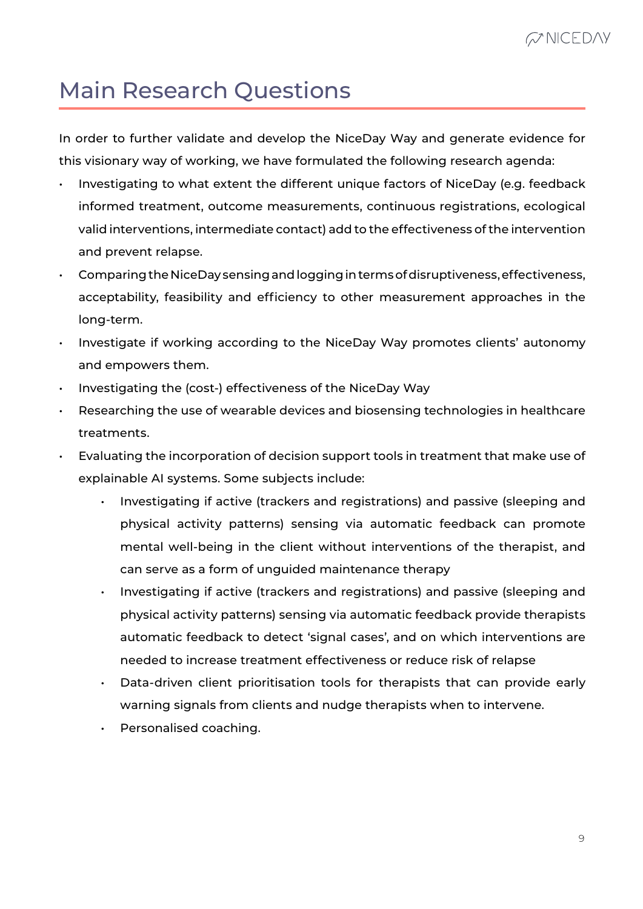# Main Research Questions

In order to further validate and develop the NiceDay Way and generate evidence for this visionary way of working, we have formulated the following research agenda:

- Investigating to what extent the different unique factors of NiceDay (e.g. feedback informed treatment, outcome measurements, continuous registrations, ecological valid interventions, intermediate contact) add to the effectiveness of the intervention and prevent relapse.
- Comparing the NiceDay sensing and logging in terms of disruptiveness, effectiveness, acceptability, feasibility and efficiency to other measurement approaches in the long-term.
- Investigate if working according to the NiceDay Way promotes clients' autonomy and empowers them.
- Investigating the (cost-) effectiveness of the NiceDay Way
- Researching the use of wearable devices and biosensing technologies in healthcare treatments.
- Evaluating the incorporation of decision support tools in treatment that make use of explainable AI systems. Some subjects include:
    - Investigating if active (trackers and registrations) and passive (sleeping and physical activity patterns) sensing via automatic feedback can promote mental well-being in the client without interventions of the therapist, and can serve as a form of unguided maintenance therapy
    - Investigating if active (trackers and registrations) and passive (sleeping and physical activity patterns) sensing via automatic feedback provide therapists automatic feedback to detect 'signal cases', and on which interventions are needed to increase treatment effectiveness or reduce risk of relapse
    - Data-driven client prioritisation tools for therapists that can provide early warning signals from clients and nudge therapists when to intervene.
    - Personalised coaching.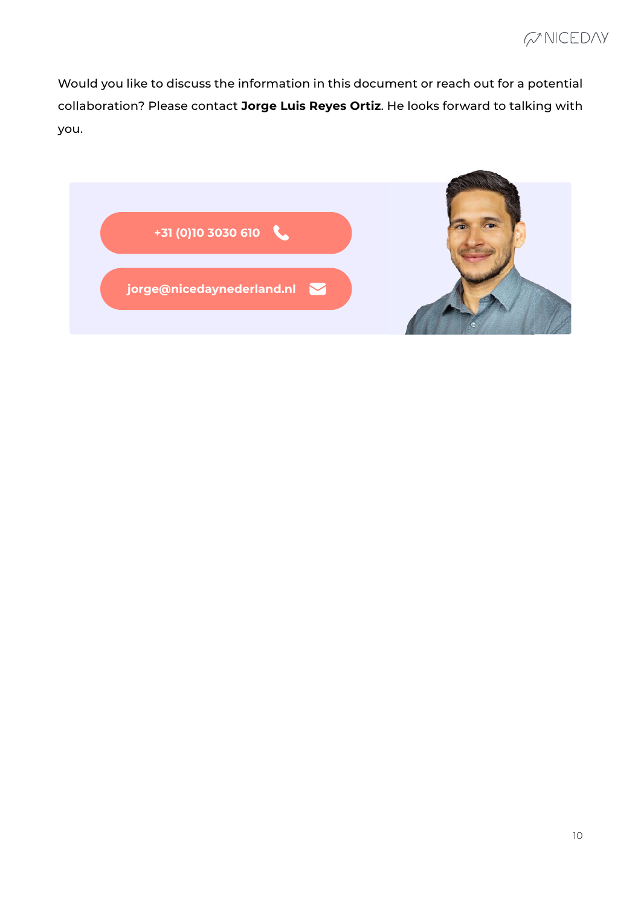Would you like to discuss the information in this document or reach out for a potential collaboration? Please contact **Jorge Luis Reyes Ortiz**. He looks forward to talking with you.

+31 (0)10 3030 610

jorge@nicedaynederland.nl